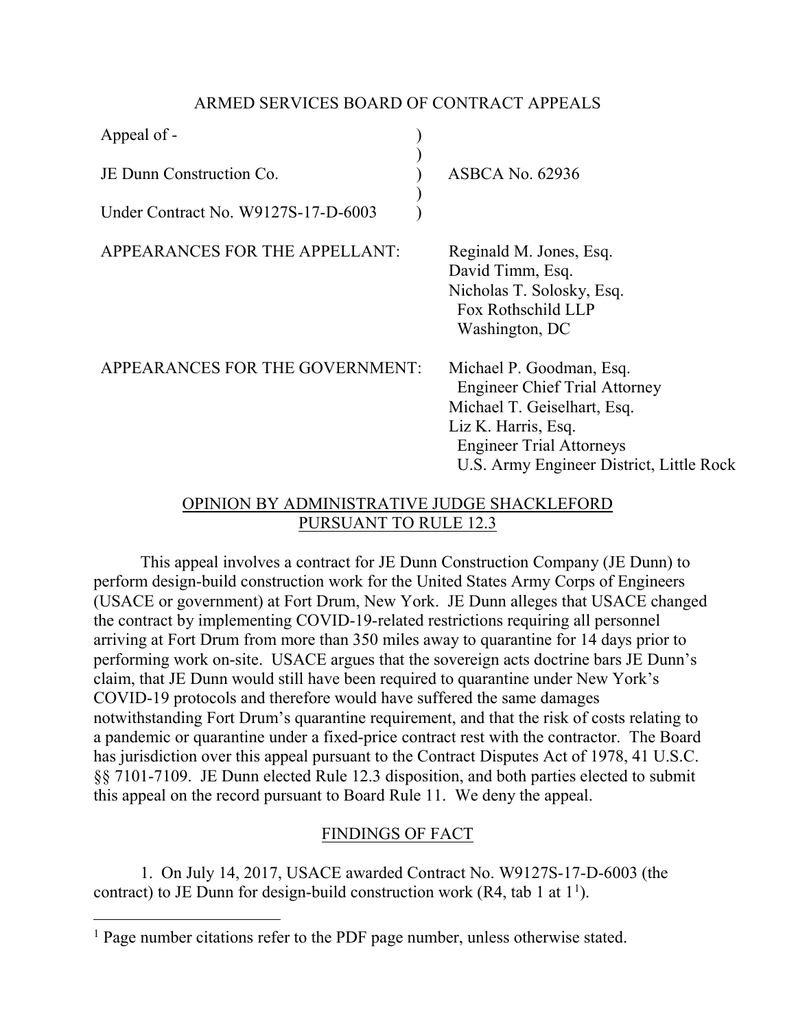ARMED SERVICES BOARD OF CONTRACT APPEALS

| | |
|---|---|
| Appeal of - | |
| JE Dunn Construction Co. | ASBCA No. 62936 |
| Under Contract No. W9127S-17-D-6003 | |

APPEARANCES FOR THE APPELLANT: Reginald M. Jones, Esq.
David Timm, Esq.
Nicholas T. Solosky, Esq.
Fox Rothschild LLP
Washington, DC

APPEARANCES FOR THE GOVERNMENT: Michael P. Goodman, Esq.
Engineer Chief Trial Attorney
Michael T. Geiselhart, Esq.
Liz K. Harris, Esq.
Engineer Trial Attorneys
U.S. Army Engineer District, Little Rock

OPINION BY ADMINISTRATIVE JUDGE SHACKLEFORD PURSUANT TO RULE 12.3

This appeal involves a contract for JE Dunn Construction Company (JE Dunn) to perform design-build construction work for the United States Army Corps of Engineers (USACE or government) at Fort Drum, New York. JE Dunn alleges that USACE changed the contract by implementing COVID-19-related restrictions requiring all personnel arriving at Fort Drum from more than 350 miles away to quarantine for 14 days prior to performing work on-site. USACE argues that the sovereign acts doctrine bars JE Dunn's claim, that JE Dunn would still have been required to quarantine under New York's COVID-19 protocols and therefore would have suffered the same damages notwithstanding Fort Drum's quarantine requirement, and that the risk of costs relating to a pandemic or quarantine under a fixed-price contract rest with the contractor. The Board has jurisdiction over this appeal pursuant to the Contract Disputes Act of 1978, 41 U.S.C. §§ 7101-7109. JE Dunn elected Rule 12.3 disposition, and both parties elected to submit this appeal on the record pursuant to Board Rule 11. We deny the appeal.

FINDINGS OF FACT

1. On July 14, 2017, USACE awarded Contract No. W9127S-17-D-6003 (the contract) to JE Dunn for design-build construction work (R4, tab 1 at 1[1]).

[1] Page number citations refer to the PDF page number, unless otherwise stated.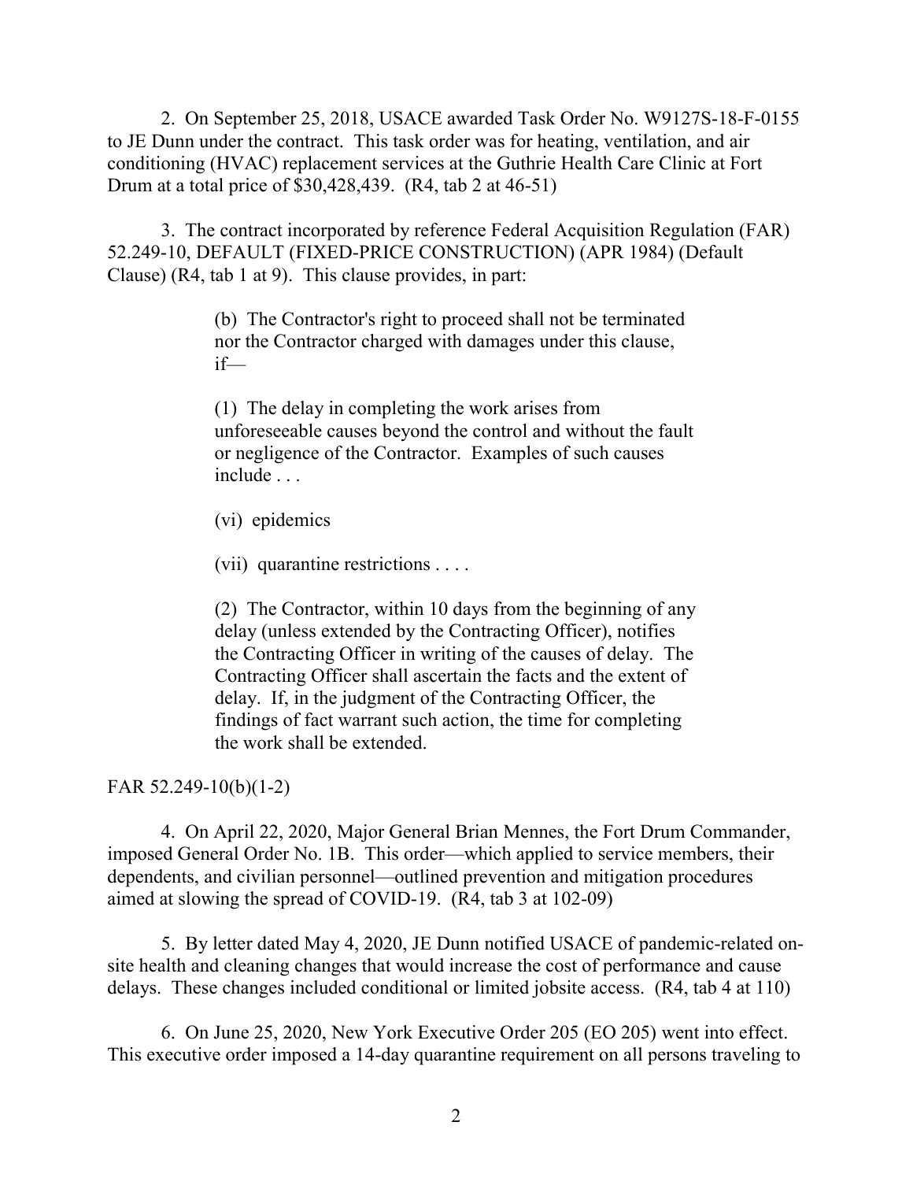2. On September 25, 2018, USACE awarded Task Order No. W9127S-18-F-0155 to JE Dunn under the contract. This task order was for heating, ventilation, and air conditioning (HVAC) replacement services at the Guthrie Health Care Clinic at Fort Drum at a total price of $30,428,439. (R4, tab 2 at 46-51)

3. The contract incorporated by reference Federal Acquisition Regulation (FAR) 52.249-10, DEFAULT (FIXED-PRICE CONSTRUCTION) (APR 1984) (Default Clause) (R4, tab 1 at 9). This clause provides, in part:

> (b) The Contractor's right to proceed shall not be terminated nor the Contractor charged with damages under this clause, if—
>
> (1) The delay in completing the work arises from unforeseeable causes beyond the control and without the fault or negligence of the Contractor. Examples of such causes include . . .
>
> (vi) epidemics
>
> (vii) quarantine restrictions . . . .
>
> (2) The Contractor, within 10 days from the beginning of any delay (unless extended by the Contracting Officer), notifies the Contracting Officer in writing of the causes of delay. The Contracting Officer shall ascertain the facts and the extent of delay. If, in the judgment of the Contracting Officer, the findings of fact warrant such action, the time for completing the work shall be extended.

FAR 52.249-10(b)(1-2)

4. On April 22, 2020, Major General Brian Mennes, the Fort Drum Commander, imposed General Order No. 1B. This order—which applied to service members, their dependents, and civilian personnel—outlined prevention and mitigation procedures aimed at slowing the spread of COVID-19. (R4, tab 3 at 102-09)

5. By letter dated May 4, 2020, JE Dunn notified USACE of pandemic-related on-site health and cleaning changes that would increase the cost of performance and cause delays. These changes included conditional or limited jobsite access. (R4, tab 4 at 110)

6. On June 25, 2020, New York Executive Order 205 (EO 205) went into effect. This executive order imposed a 14-day quarantine requirement on all persons traveling to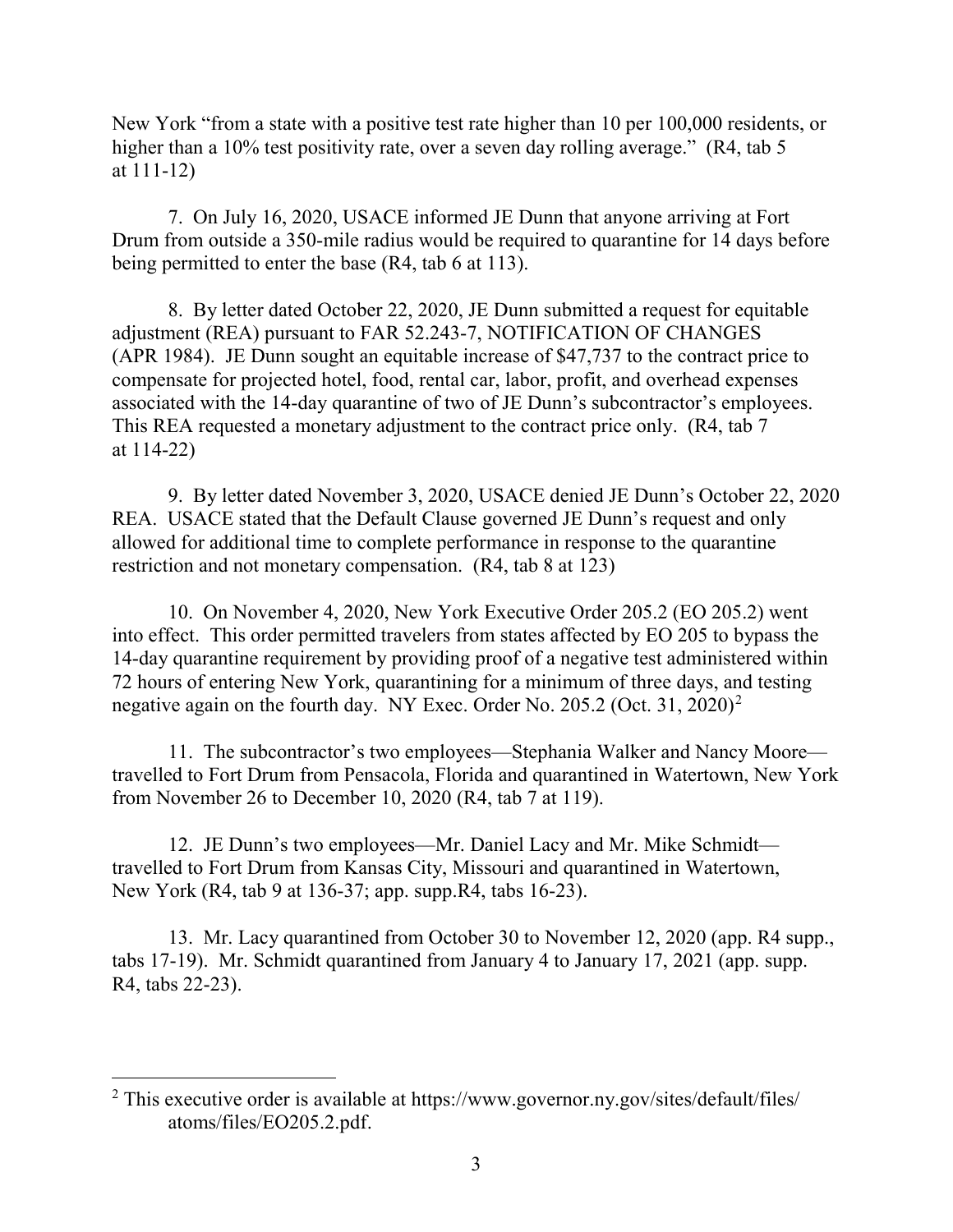New York "from a state with a positive test rate higher than 10 per 100,000 residents, or higher than a 10% test positivity rate, over a seven day rolling average." (R4, tab 5 at 111-12)

7. On July 16, 2020, USACE informed JE Dunn that anyone arriving at Fort Drum from outside a 350-mile radius would be required to quarantine for 14 days before being permitted to enter the base (R4, tab 6 at 113).

8. By letter dated October 22, 2020, JE Dunn submitted a request for equitable adjustment (REA) pursuant to FAR 52.243-7, NOTIFICATION OF CHANGES (APR 1984). JE Dunn sought an equitable increase of $47,737 to the contract price to compensate for projected hotel, food, rental car, labor, profit, and overhead expenses associated with the 14-day quarantine of two of JE Dunn's subcontractor's employees. This REA requested a monetary adjustment to the contract price only. (R4, tab 7 at 114-22)

9. By letter dated November 3, 2020, USACE denied JE Dunn's October 22, 2020 REA. USACE stated that the Default Clause governed JE Dunn's request and only allowed for additional time to complete performance in response to the quarantine restriction and not monetary compensation. (R4, tab 8 at 123)

10. On November 4, 2020, New York Executive Order 205.2 (EO 205.2) went into effect. This order permitted travelers from states affected by EO 205 to bypass the 14-day quarantine requirement by providing proof of a negative test administered within 72 hours of entering New York, quarantining for a minimum of three days, and testing negative again on the fourth day. NY Exec. Order No. 205.2 (Oct. 31, 2020)[2]

11. The subcontractor's two employees—Stephania Walker and Nancy Moore—travelled to Fort Drum from Pensacola, Florida and quarantined in Watertown, New York from November 26 to December 10, 2020 (R4, tab 7 at 119).

12. JE Dunn's two employees—Mr. Daniel Lacy and Mr. Mike Schmidt—travelled to Fort Drum from Kansas City, Missouri and quarantined in Watertown, New York (R4, tab 9 at 136-37; app. supp.R4, tabs 16-23).

13. Mr. Lacy quarantined from October 30 to November 12, 2020 (app. R4 supp., tabs 17-19). Mr. Schmidt quarantined from January 4 to January 17, 2021 (app. supp. R4, tabs 22-23).

---

[2] This executive order is available at https://www.governor.ny.gov/sites/default/files/atoms/files/EO205.2.pdf.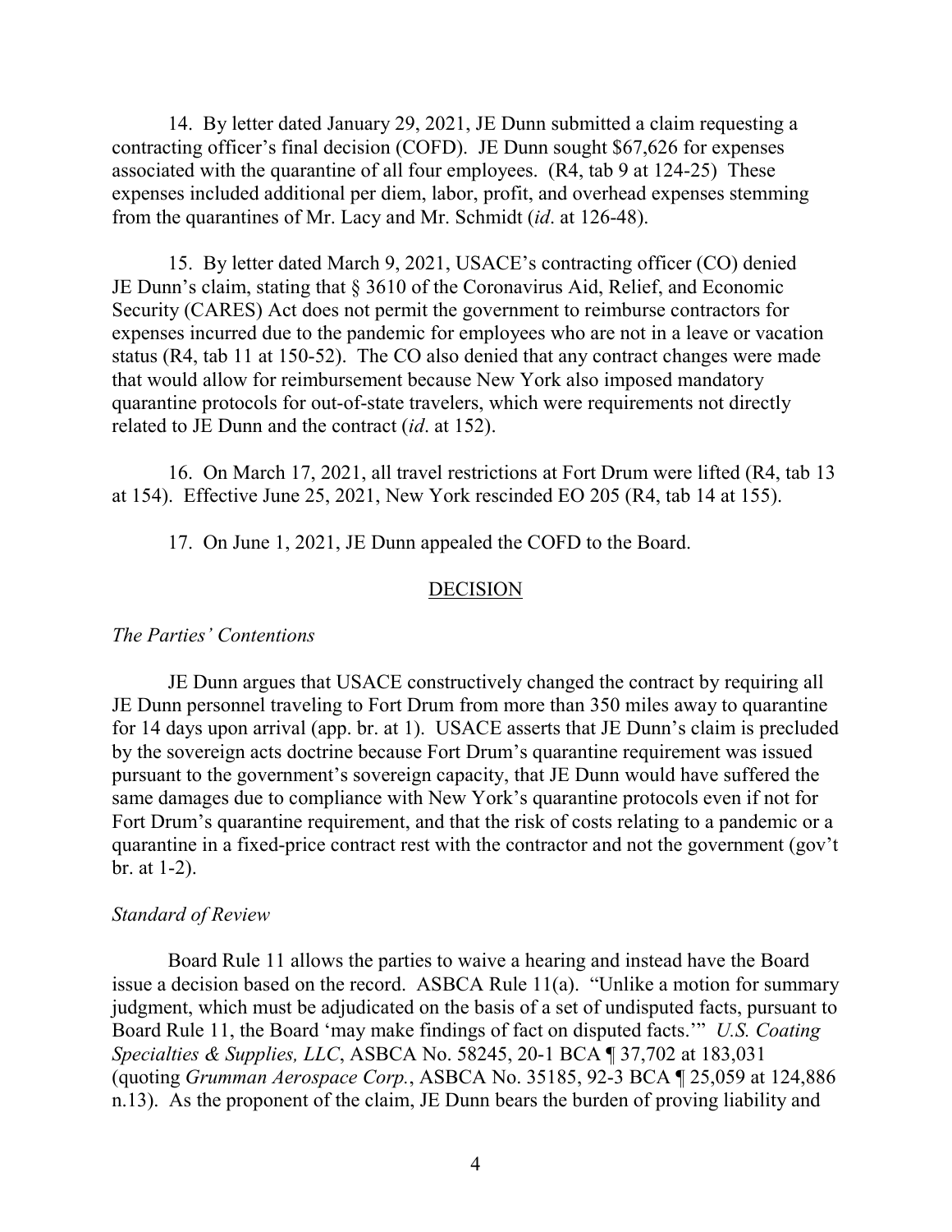14. By letter dated January 29, 2021, JE Dunn submitted a claim requesting a contracting officer's final decision (COFD). JE Dunn sought $67,626 for expenses associated with the quarantine of all four employees. (R4, tab 9 at 124-25) These expenses included additional per diem, labor, profit, and overhead expenses stemming from the quarantines of Mr. Lacy and Mr. Schmidt (*id*. at 126-48).

15. By letter dated March 9, 2021, USACE's contracting officer (CO) denied JE Dunn's claim, stating that § 3610 of the Coronavirus Aid, Relief, and Economic Security (CARES) Act does not permit the government to reimburse contractors for expenses incurred due to the pandemic for employees who are not in a leave or vacation status (R4, tab 11 at 150-52). The CO also denied that any contract changes were made that would allow for reimbursement because New York also imposed mandatory quarantine protocols for out-of-state travelers, which were requirements not directly related to JE Dunn and the contract (*id*. at 152).

16. On March 17, 2021, all travel restrictions at Fort Drum were lifted (R4, tab 13 at 154). Effective June 25, 2021, New York rescinded EO 205 (R4, tab 14 at 155).

17. On June 1, 2021, JE Dunn appealed the COFD to the Board.

## DECISION

### *The Parties' Contentions*

JE Dunn argues that USACE constructively changed the contract by requiring all JE Dunn personnel traveling to Fort Drum from more than 350 miles away to quarantine for 14 days upon arrival (app. br. at 1). USACE asserts that JE Dunn's claim is precluded by the sovereign acts doctrine because Fort Drum's quarantine requirement was issued pursuant to the government's sovereign capacity, that JE Dunn would have suffered the same damages due to compliance with New York's quarantine protocols even if not for Fort Drum's quarantine requirement, and that the risk of costs relating to a pandemic or a quarantine in a fixed-price contract rest with the contractor and not the government (gov't br. at 1-2).

### *Standard of Review*

Board Rule 11 allows the parties to waive a hearing and instead have the Board issue a decision based on the record. ASBCA Rule 11(a). "Unlike a motion for summary judgment, which must be adjudicated on the basis of a set of undisputed facts, pursuant to Board Rule 11, the Board 'may make findings of fact on disputed facts.'" *U.S. Coating Specialties & Supplies, LLC*, ASBCA No. 58245, 20-1 BCA ¶ 37,702 at 183,031 (quoting *Grumman Aerospace Corp.*, ASBCA No. 35185, 92-3 BCA ¶ 25,059 at 124,886 n.13). As the proponent of the claim, JE Dunn bears the burden of proving liability and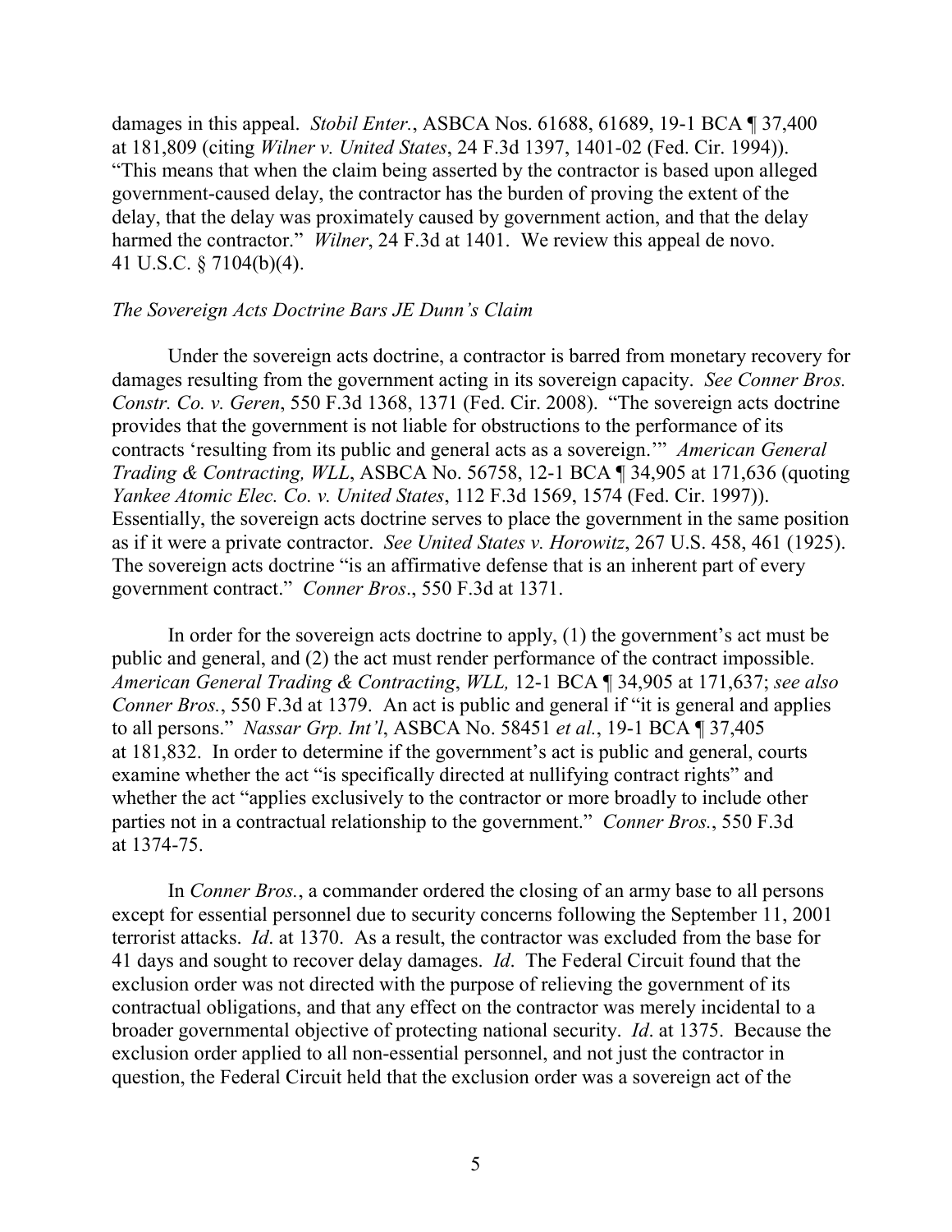damages in this appeal. *Stobil Enter.*, ASBCA Nos. 61688, 61689, 19-1 BCA ¶ 37,400 at 181,809 (citing *Wilner v. United States*, 24 F.3d 1397, 1401-02 (Fed. Cir. 1994)). "This means that when the claim being asserted by the contractor is based upon alleged government-caused delay, the contractor has the burden of proving the extent of the delay, that the delay was proximately caused by government action, and that the delay harmed the contractor." *Wilner*, 24 F.3d at 1401. We review this appeal de novo. 41 U.S.C. § 7104(b)(4).

*The Sovereign Acts Doctrine Bars JE Dunn's Claim*

Under the sovereign acts doctrine, a contractor is barred from monetary recovery for damages resulting from the government acting in its sovereign capacity. *See Conner Bros. Constr. Co. v. Geren*, 550 F.3d 1368, 1371 (Fed. Cir. 2008). "The sovereign acts doctrine provides that the government is not liable for obstructions to the performance of its contracts 'resulting from its public and general acts as a sovereign.'" *American General Trading & Contracting, WLL*, ASBCA No. 56758, 12-1 BCA ¶ 34,905 at 171,636 (quoting *Yankee Atomic Elec. Co. v. United States*, 112 F.3d 1569, 1574 (Fed. Cir. 1997)). Essentially, the sovereign acts doctrine serves to place the government in the same position as if it were a private contractor. *See United States v. Horowitz*, 267 U.S. 458, 461 (1925). The sovereign acts doctrine "is an affirmative defense that is an inherent part of every government contract." *Conner Bros*., 550 F.3d at 1371.

In order for the sovereign acts doctrine to apply, (1) the government's act must be public and general, and (2) the act must render performance of the contract impossible. *American General Trading & Contracting*, *WLL,* 12-1 BCA ¶ 34,905 at 171,637; *see also Conner Bros.*, 550 F.3d at 1379. An act is public and general if "it is general and applies to all persons." *Nassar Grp. Int'l*, ASBCA No. 58451 *et al.*, 19-1 BCA ¶ 37,405 at 181,832. In order to determine if the government's act is public and general, courts examine whether the act "is specifically directed at nullifying contract rights" and whether the act "applies exclusively to the contractor or more broadly to include other parties not in a contractual relationship to the government." *Conner Bros.*, 550 F.3d at 1374-75.

In *Conner Bros.*, a commander ordered the closing of an army base to all persons except for essential personnel due to security concerns following the September 11, 2001 terrorist attacks. *Id*. at 1370. As a result, the contractor was excluded from the base for 41 days and sought to recover delay damages. *Id*. The Federal Circuit found that the exclusion order was not directed with the purpose of relieving the government of its contractual obligations, and that any effect on the contractor was merely incidental to a broader governmental objective of protecting national security. *Id*. at 1375. Because the exclusion order applied to all non-essential personnel, and not just the contractor in question, the Federal Circuit held that the exclusion order was a sovereign act of the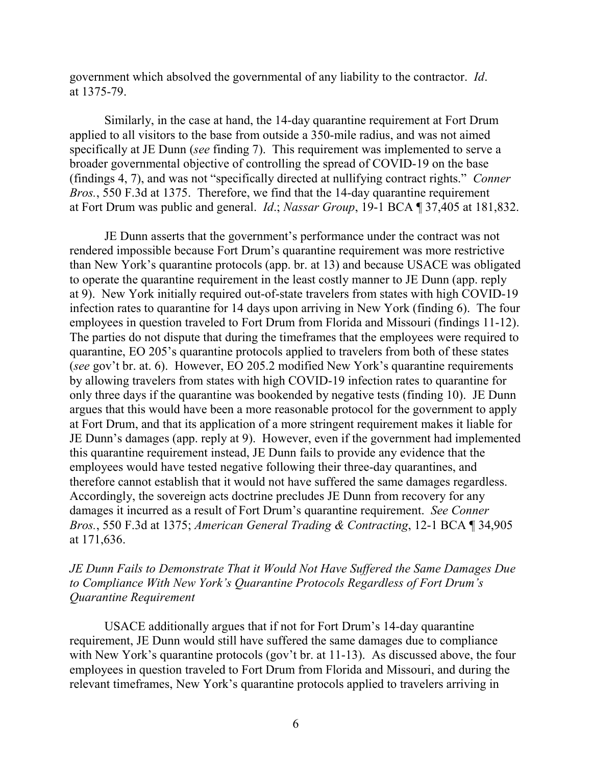government which absolved the governmental of any liability to the contractor. *Id*. at 1375-79.

Similarly, in the case at hand, the 14-day quarantine requirement at Fort Drum applied to all visitors to the base from outside a 350-mile radius, and was not aimed specifically at JE Dunn (*see* finding 7). This requirement was implemented to serve a broader governmental objective of controlling the spread of COVID-19 on the base (findings 4, 7), and was not "specifically directed at nullifying contract rights." *Conner Bros.*, 550 F.3d at 1375. Therefore, we find that the 14-day quarantine requirement at Fort Drum was public and general. *Id*.; *Nassar Group*, 19-1 BCA ¶ 37,405 at 181,832.

JE Dunn asserts that the government's performance under the contract was not rendered impossible because Fort Drum's quarantine requirement was more restrictive than New York's quarantine protocols (app. br. at 13) and because USACE was obligated to operate the quarantine requirement in the least costly manner to JE Dunn (app. reply at 9). New York initially required out-of-state travelers from states with high COVID-19 infection rates to quarantine for 14 days upon arriving in New York (finding 6). The four employees in question traveled to Fort Drum from Florida and Missouri (findings 11-12). The parties do not dispute that during the timeframes that the employees were required to quarantine, EO 205's quarantine protocols applied to travelers from both of these states (*see* gov't br. at. 6). However, EO 205.2 modified New York's quarantine requirements by allowing travelers from states with high COVID-19 infection rates to quarantine for only three days if the quarantine was bookended by negative tests (finding 10). JE Dunn argues that this would have been a more reasonable protocol for the government to apply at Fort Drum, and that its application of a more stringent requirement makes it liable for JE Dunn's damages (app. reply at 9). However, even if the government had implemented this quarantine requirement instead, JE Dunn fails to provide any evidence that the employees would have tested negative following their three-day quarantines, and therefore cannot establish that it would not have suffered the same damages regardless. Accordingly, the sovereign acts doctrine precludes JE Dunn from recovery for any damages it incurred as a result of Fort Drum's quarantine requirement. *See Conner Bros.*, 550 F.3d at 1375; *American General Trading & Contracting*, 12-1 BCA ¶ 34,905 at 171,636.

*JE Dunn Fails to Demonstrate That it Would Not Have Suffered the Same Damages Due to Compliance With New York's Quarantine Protocols Regardless of Fort Drum's Quarantine Requirement*

USACE additionally argues that if not for Fort Drum's 14-day quarantine requirement, JE Dunn would still have suffered the same damages due to compliance with New York's quarantine protocols (gov't br. at 11-13). As discussed above, the four employees in question traveled to Fort Drum from Florida and Missouri, and during the relevant timeframes, New York's quarantine protocols applied to travelers arriving in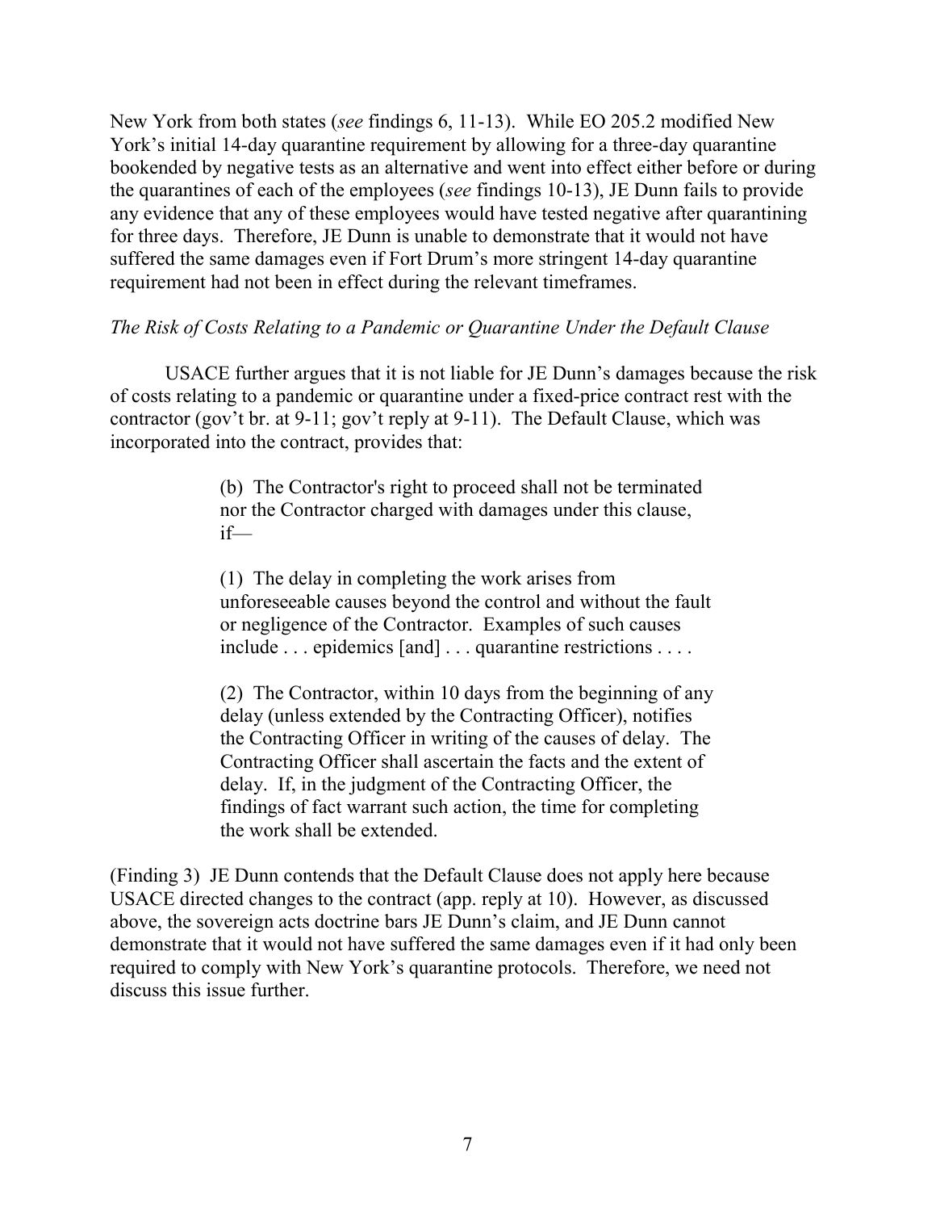New York from both states (*see* findings 6, 11-13). While EO 205.2 modified New York's initial 14-day quarantine requirement by allowing for a three-day quarantine bookended by negative tests as an alternative and went into effect either before or during the quarantines of each of the employees (*see* findings 10-13), JE Dunn fails to provide any evidence that any of these employees would have tested negative after quarantining for three days. Therefore, JE Dunn is unable to demonstrate that it would not have suffered the same damages even if Fort Drum's more stringent 14-day quarantine requirement had not been in effect during the relevant timeframes.

*The Risk of Costs Relating to a Pandemic or Quarantine Under the Default Clause*

USACE further argues that it is not liable for JE Dunn's damages because the risk of costs relating to a pandemic or quarantine under a fixed-price contract rest with the contractor (gov't br. at 9-11; gov't reply at 9-11). The Default Clause, which was incorporated into the contract, provides that:

> (b) The Contractor's right to proceed shall not be terminated nor the Contractor charged with damages under this clause, if—
>
> (1) The delay in completing the work arises from unforeseeable causes beyond the control and without the fault or negligence of the Contractor. Examples of such causes include . . . epidemics [and] . . . quarantine restrictions . . . .
>
> (2) The Contractor, within 10 days from the beginning of any delay (unless extended by the Contracting Officer), notifies the Contracting Officer in writing of the causes of delay. The Contracting Officer shall ascertain the facts and the extent of delay. If, in the judgment of the Contracting Officer, the findings of fact warrant such action, the time for completing the work shall be extended.

(Finding 3) JE Dunn contends that the Default Clause does not apply here because USACE directed changes to the contract (app. reply at 10). However, as discussed above, the sovereign acts doctrine bars JE Dunn's claim, and JE Dunn cannot demonstrate that it would not have suffered the same damages even if it had only been required to comply with New York's quarantine protocols. Therefore, we need not discuss this issue further.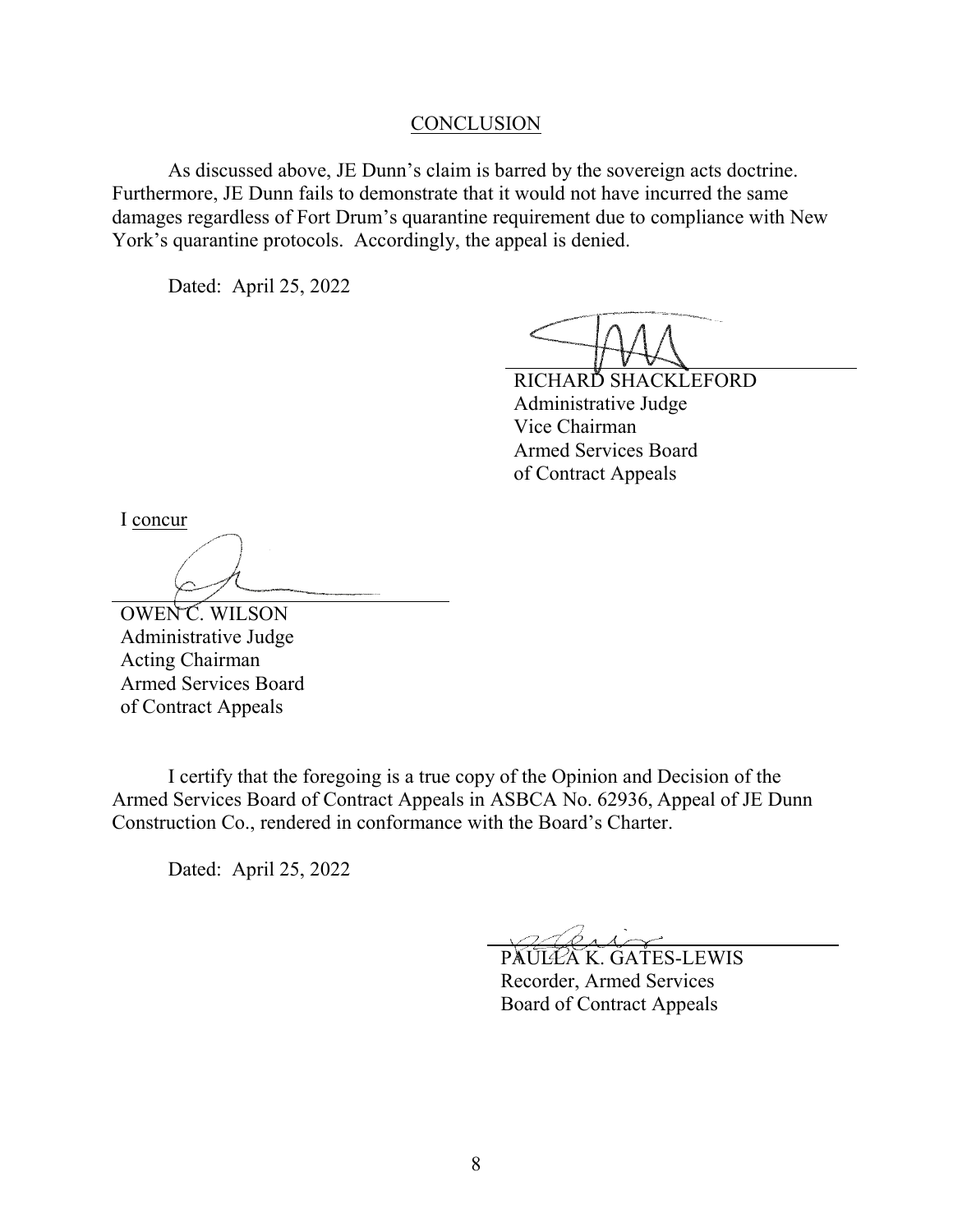## CONCLUSION

As discussed above, JE Dunn's claim is barred by the sovereign acts doctrine. Furthermore, JE Dunn fails to demonstrate that it would not have incurred the same damages regardless of Fort Drum's quarantine requirement due to compliance with New York's quarantine protocols. Accordingly, the appeal is denied.

Dated: April 25, 2022

RICHARD SHACKLEFORD
Administrative Judge
Vice Chairman
Armed Services Board
of Contract Appeals

I concur

OWEN C. WILSON
Administrative Judge
Acting Chairman
Armed Services Board
of Contract Appeals

I certify that the foregoing is a true copy of the Opinion and Decision of the Armed Services Board of Contract Appeals in ASBCA No. 62936, Appeal of JE Dunn Construction Co., rendered in conformance with the Board's Charter.

Dated: April 25, 2022

PAULLA K. GATES-LEWIS
Recorder, Armed Services
Board of Contract Appeals